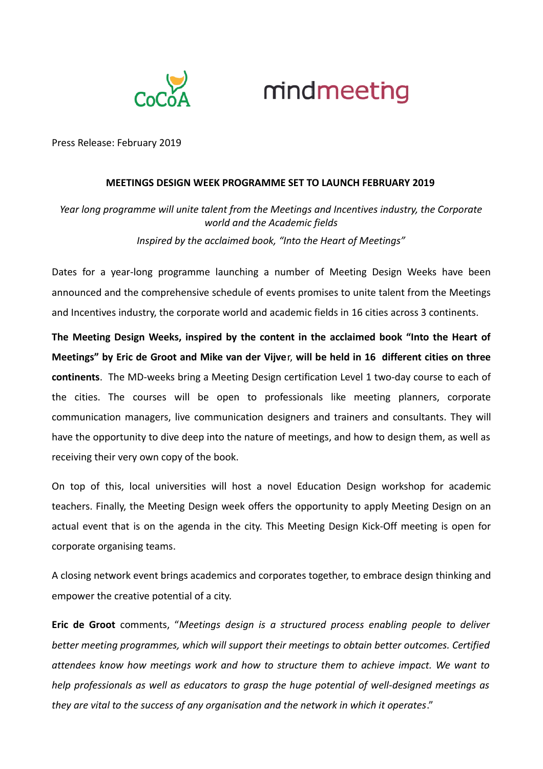Press Release: February 2019

**MEETINGS DESIGN WEEK PROGRAMME SET TO LAUNCH FEBRUARY 2019**

*Year long programme will unite talent from the Meetings and Incentives industry, the Corporate world and the Academic fields*

*Inspired by the acclaimed book, "Into the Heart of Meetings"*

Dates for a year-long programme launching a number of Meeting Design Weeks have been announced and the comprehensive schedule of events promises to unite talent from the Meetings and Incentives industry, the corporate world and academic fields in 16 cities across 3 continents.

**The Meeting Design Weeks, inspired by the content in the acclaimed book "Into the Heart of Meetings" by Eric de Groot and Mike van der Vijve**r, **will be held in 16 different cities on three continents**. The MD-weeks bring a Meeting Design certification Level 1 two-day course to each of the cities. The courses will be open to professionals like meeting planners, corporate communication managers, live communication designers and trainers and consultants. They will have the opportunity to dive deep into the nature of meetings, and how to design them, as well as receiving their very own copy of the book.

On top of this, local universities will host a novel Education Design workshop for academic teachers. Finally, the Meeting Design week offers the opportunity to apply Meeting Design on an actual event that is on the agenda in the city. This Meeting Design Kick-Off meeting is open for corporate organising teams.

A closing network event brings academics and corporates together, to embrace design thinking and empower the creative potential of a city.

**Eric de Groot** comments, "*Meetings design is a structured process enabling people to deliver better meeting programmes, which will support their meetings to obtain better outcomes. Certified attendees know how meetings work and how to structure them to achieve impact. We want to help professionals as well as educators to grasp the huge potential of well-designed meetings as they are vital to the success of any organisation and the network in which it operates*."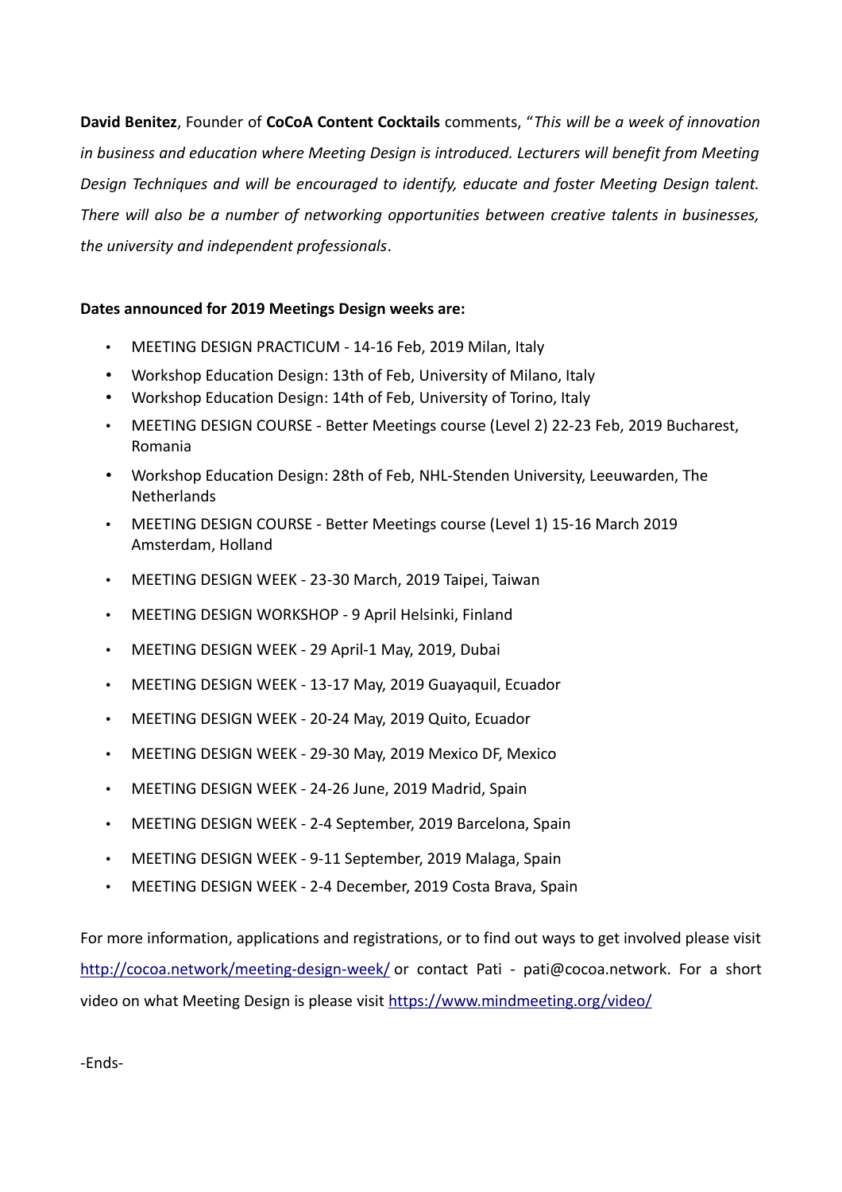**David Benitez**, Founder of **CoCoA Content Cocktails** comments, "*This will be a week of innovation in business and education where Meeting Design is introduced. Lecturers will benefit from Meeting Design Techniques and will be encouraged to identify, educate and foster Meeting Design talent. There will also be a number of networking opportunities between creative talents in businesses, the university and independent professionals*.

**Dates announced for 2019 Meetings Design weeks are:**

- MEETING DESIGN PRACTICUM - 14-16 Feb, 2019 Milan, Italy
- Workshop Education Design: 13th of Feb, University of Milano, Italy
- Workshop Education Design: 14th of Feb, University of Torino, Italy
- MEETING DESIGN COURSE - Better Meetings course (Level 2) 22-23 Feb, 2019 Bucharest, Romania
- Workshop Education Design: 28th of Feb, NHL-Stenden University, Leeuwarden, The Netherlands
- MEETING DESIGN COURSE - Better Meetings course (Level 1) 15-16 March 2019 Amsterdam, Holland
- MEETING DESIGN WEEK - 23-30 March, 2019 Taipei, Taiwan
- MEETING DESIGN WORKSHOP - 9 April Helsinki, Finland
- MEETING DESIGN WEEK - 29 April-1 May, 2019, Dubai
- MEETING DESIGN WEEK - 13-17 May, 2019 Guayaquil, Ecuador
- MEETING DESIGN WEEK - 20-24 May, 2019 Quito, Ecuador
- MEETING DESIGN WEEK - 29-30 May, 2019 Mexico DF, Mexico
- MEETING DESIGN WEEK - 24-26 June, 2019 Madrid, Spain
- MEETING DESIGN WEEK - 2-4 September, 2019 Barcelona, Spain
- MEETING DESIGN WEEK - 9-11 September, 2019 Malaga, Spain
- MEETING DESIGN WEEK - 2-4 December, 2019 Costa Brava, Spain

For more information, applications and registrations, or to find out ways to get involved please visit http://cocoa.network/meeting-design-week/ or contact Pati - pati@cocoa.network. For a short video on what Meeting Design is please visit https://www.mindmeeting.org/video/

-Ends-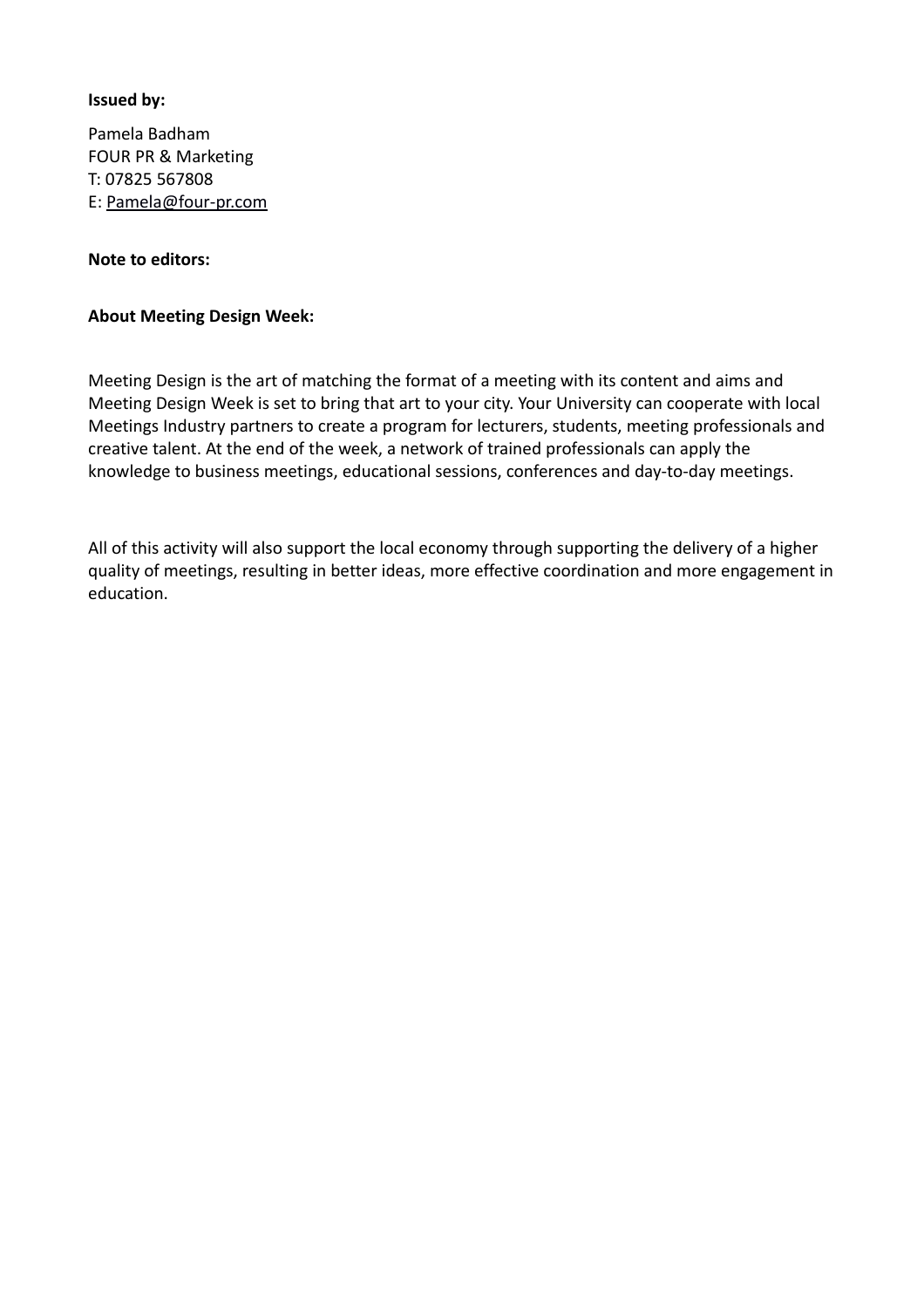**Issued by:**

Pamela Badham
FOUR PR & Marketing
T: 07825 567808
E: Pamela@four-pr.com

**Note to editors:**

**About Meeting Design Week:**

Meeting Design is the art of matching the format of a meeting with its content and aims and Meeting Design Week is set to bring that art to your city. Your University can cooperate with local Meetings Industry partners to create a program for lecturers, students, meeting professionals and creative talent. At the end of the week, a network of trained professionals can apply the knowledge to business meetings, educational sessions, conferences and day-to-day meetings.

All of this activity will also support the local economy through supporting the delivery of a higher quality of meetings, resulting in better ideas, more effective coordination and more engagement in education.